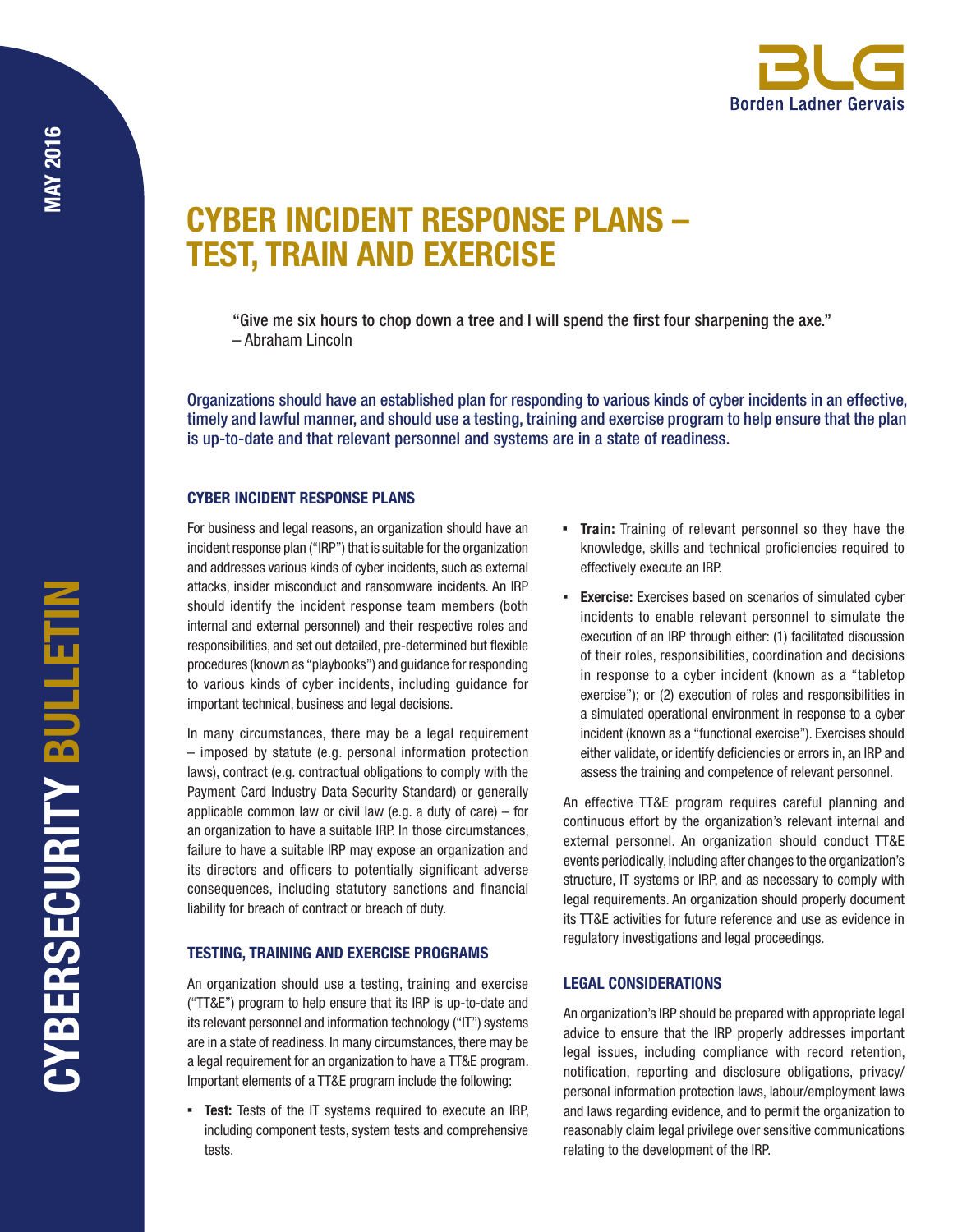MAY 2016

CYBERSECURITY BULLETIN

Borden Ladner Gervais

# CYBER INCIDENT RESPONSE PLANS – TEST, TRAIN AND EXERCISE

"Give me six hours to chop down a tree and I will spend the first four sharpening the axe."
– Abraham Lincoln

Organizations should have an established plan for responding to various kinds of cyber incidents in an effective, timely and lawful manner, and should use a testing, training and exercise program to help ensure that the plan is up-to-date and that relevant personnel and systems are in a state of readiness.

## CYBER INCIDENT RESPONSE PLANS

For business and legal reasons, an organization should have an incident response plan ("IRP") that is suitable for the organization and addresses various kinds of cyber incidents, such as external attacks, insider misconduct and ransomware incidents. An IRP should identify the incident response team members (both internal and external personnel) and their respective roles and responsibilities, and set out detailed, pre-determined but flexible procedures (known as "playbooks") and guidance for responding to various kinds of cyber incidents, including guidance for important technical, business and legal decisions.

In many circumstances, there may be a legal requirement – imposed by statute (e.g. personal information protection laws), contract (e.g. contractual obligations to comply with the Payment Card Industry Data Security Standard) or generally applicable common law or civil law (e.g. a duty of care) – for an organization to have a suitable IRP. In those circumstances, failure to have a suitable IRP may expose an organization and its directors and officers to potentially significant adverse consequences, including statutory sanctions and financial liability for breach of contract or breach of duty.

## TESTING, TRAINING AND EXERCISE PROGRAMS

An organization should use a testing, training and exercise ("TT&E") program to help ensure that its IRP is up-to-date and its relevant personnel and information technology ("IT") systems are in a state of readiness. In many circumstances, there may be a legal requirement for an organization to have a TT&E program. Important elements of a TT&E program include the following:

- **Test:** Tests of the IT systems required to execute an IRP, including component tests, system tests and comprehensive tests.
- **Train:** Training of relevant personnel so they have the knowledge, skills and technical proficiencies required to effectively execute an IRP.
- **Exercise:** Exercises based on scenarios of simulated cyber incidents to enable relevant personnel to simulate the execution of an IRP through either: (1) facilitated discussion of their roles, responsibilities, coordination and decisions in response to a cyber incident (known as a "tabletop exercise"); or (2) execution of roles and responsibilities in a simulated operational environment in response to a cyber incident (known as a "functional exercise"). Exercises should either validate, or identify deficiencies or errors in, an IRP and assess the training and competence of relevant personnel.

An effective TT&E program requires careful planning and continuous effort by the organization's relevant internal and external personnel. An organization should conduct TT&E events periodically, including after changes to the organization's structure, IT systems or IRP, and as necessary to comply with legal requirements. An organization should properly document its TT&E activities for future reference and use as evidence in regulatory investigations and legal proceedings.

## LEGAL CONSIDERATIONS

An organization's IRP should be prepared with appropriate legal advice to ensure that the IRP properly addresses important legal issues, including compliance with record retention, notification, reporting and disclosure obligations, privacy/personal information protection laws, labour/employment laws and laws regarding evidence, and to permit the organization to reasonably claim legal privilege over sensitive communications relating to the development of the IRP.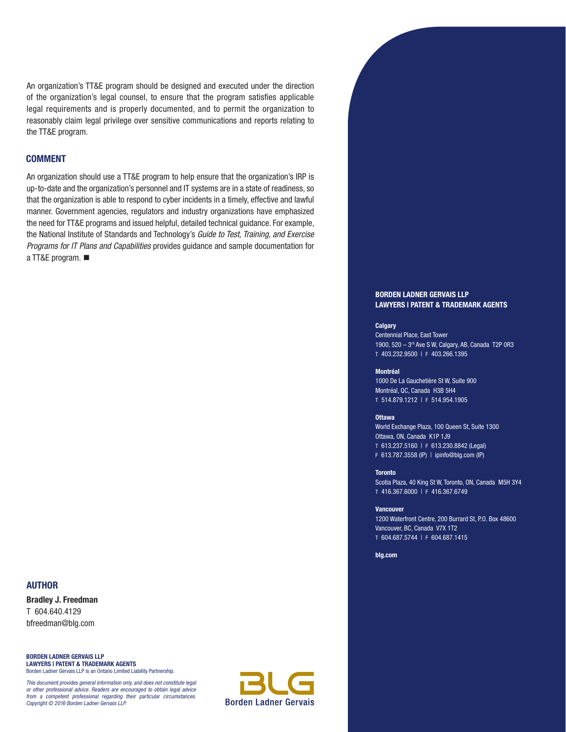An organization's TT&E program should be designed and executed under the direction of the organization's legal counsel, to ensure that the program satisfies applicable legal requirements and is properly documented, and to permit the organization to reasonably claim legal privilege over sensitive communications and reports relating to the TT&E program.

## COMMENT

An organization should use a TT&E program to help ensure that the organization's IRP is up-to-date and the organization's personnel and IT systems are in a state of readiness, so that the organization is able to respond to cyber incidents in a timely, effective and lawful manner. Government agencies, regulators and industry organizations have emphasized the need for TT&E programs and issued helpful, detailed technical guidance. For example, the National Institute of Standards and Technology's *Guide to Test, Training, and Exercise Programs for IT Plans and Capabilities* provides guidance and sample documentation for a TT&E program. ■

## AUTHOR

**Bradley J. Freedman**
T 604.640.4129
bfreedman@blg.com

**BORDEN LADNER GERVAIS LLP**
**LAWYERS | PATENT & TRADEMARK AGENTS**
Borden Ladner Gervais LLP is an Ontario Limited Liability Partnership.

*This document provides general information only, and does not constitute legal or other professional advice. Readers are encouraged to obtain legal advice from a competent professional regarding their particular circumstances. Copyright © 2016 Borden Ladner Gervais LLP.*

BLG
Borden Ladner Gervais

**BORDEN LADNER GERVAIS LLP**
**LAWYERS | PATENT & TRADEMARK AGENTS**

**Calgary**
Centennial Place, East Tower
1900, 520 – 3rd Ave S W, Calgary, AB, Canada T2P 0R3
T 403.232.9500 | F 403.266.1395

**Montréal**
1000 De La Gauchetière St W, Suite 900
Montréal, QC, Canada H3B 5H4
T 514.879.1212 | F 514.954.1905

**Ottawa**
World Exchange Plaza, 100 Queen St, Suite 1300
Ottawa, ON, Canada K1P 1J9
T 613.237.5160 | F 613.230.8842 (Legal)
F 613.787.3558 (IP) | ipinfo@blg.com (IP)

**Toronto**
Scotia Plaza, 40 King St W, Toronto, ON, Canada M5H 3Y4
T 416.367.6000 | F 416.367.6749

**Vancouver**
1200 Waterfront Centre, 200 Burrard St, P.O. Box 48600
Vancouver, BC, Canada V7X 1T2
T 604.687.5744 | F 604.687.1415

**blg.com**